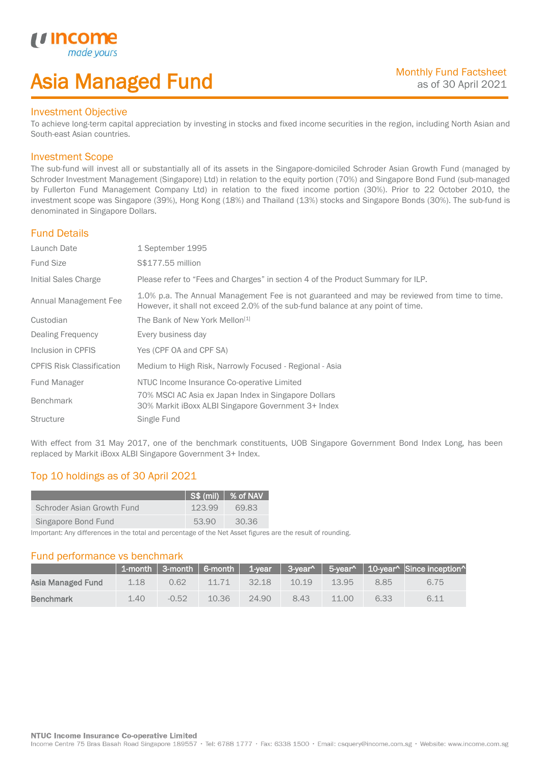# Asia Managed Fund

Monthly Fund Factsheet
as of 30 April 2021

## Investment Objective

To achieve long-term capital appreciation by investing in stocks and fixed income securities in the region, including North Asian and South-east Asian countries.

## Investment Scope

The sub-fund will invest all or substantially all of its assets in the Singapore-domiciled Schroder Asian Growth Fund (managed by Schroder Investment Management (Singapore) Ltd) in relation to the equity portion (70%) and Singapore Bond Fund (sub-managed by Fullerton Fund Management Company Ltd) in relation to the fixed income portion (30%). Prior to 22 October 2010, the investment scope was Singapore (39%), Hong Kong (18%) and Thailand (13%) stocks and Singapore Bonds (30%). The sub-fund is denominated in Singapore Dollars.

## Fund Details

| | |
|---|---|
| Launch Date | 1 September 1995 |
| Fund Size | S$177.55 million |
| Initial Sales Charge | Please refer to "Fees and Charges" in section 4 of the Product Summary for ILP. |
| Annual Management Fee | 1.0% p.a. The Annual Management Fee is not guaranteed and may be reviewed from time to time. However, it shall not exceed 2.0% of the sub-fund balance at any point of time. |
| Custodian | The Bank of New York Mellon[1] |
| Dealing Frequency | Every business day |
| Inclusion in CPFIS | Yes (CPF OA and CPF SA) |
| CPFIS Risk Classification | Medium to High Risk, Narrowly Focused - Regional - Asia |
| Fund Manager | NTUC Income Insurance Co-operative Limited |
| Benchmark | 70% MSCI AC Asia ex Japan Index in Singapore Dollars<br>30% Markit iBoxx ALBI Singapore Government 3+ Index |
| Structure | Single Fund |

With effect from 31 May 2017, one of the benchmark constituents, UOB Singapore Government Bond Index Long, has been replaced by Markit iBoxx ALBI Singapore Government 3+ Index.

## Top 10 holdings as of 30 April 2021

| | S$ (mil) | % of NAV |
|---|---|---|
| Schroder Asian Growth Fund | 123.99 | 69.83 |
| Singapore Bond Fund | 53.90 | 30.36 |

Important: Any differences in the total and percentage of the Net Asset figures are the result of rounding.

## Fund performance vs benchmark

| | 1-month | 3-month | 6-month | 1-year | 3-year^ | 5-year^ | 10-year^ | Since inception^ |
|---|---|---|---|---|---|---|---|---|
| **Asia Managed Fund** | 1.18 | 0.62 | 11.71 | 32.18 | 10.19 | 13.95 | 8.85 | 6.75 |
| **Benchmark** | 1.40 | -0.52 | 10.36 | 24.90 | 8.43 | 11.00 | 6.33 | 6.11 |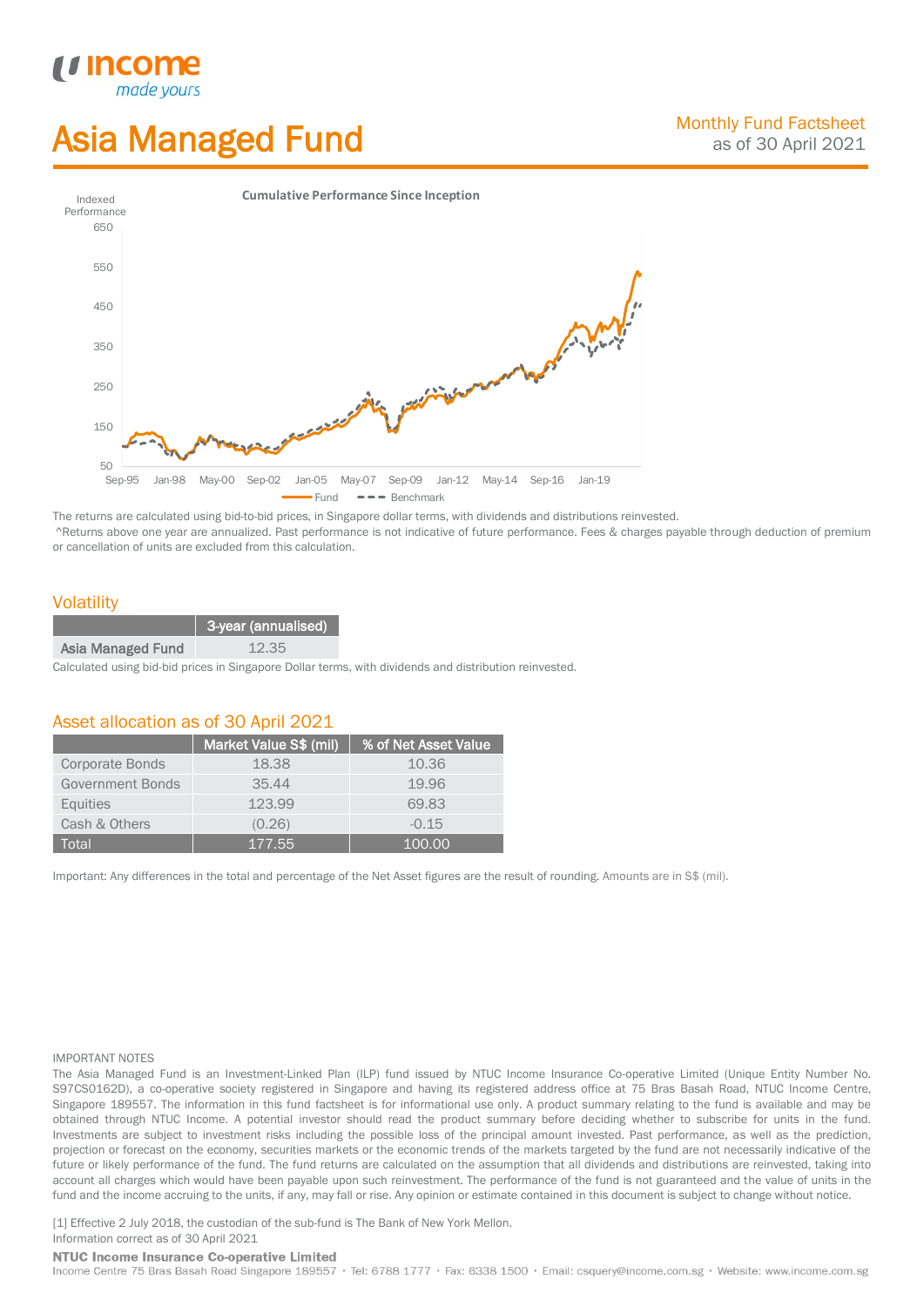# Asia Managed Fund

Monthly Fund Factsheet
as of 30 April 2021

Cumulative Performance Since Inception

Indexed Performance

650
550
450
350
250
150
50

Sep-95 Jan-98 May-00 Sep-02 Jan-05 May-07 Sep-09 Jan-12 May-14 Sep-16 Jan-19

Fund Benchmark

The returns are calculated using bid-to-bid prices, in Singapore dollar terms, with dividends and distributions reinvested.
^Returns above one year are annualized. Past performance is not indicative of future performance. Fees & charges payable through deduction of premium or cancellation of units are excluded from this calculation.

## Volatility

| | 3-year (annualised) |
|---|---|
| Asia Managed Fund | 12.35 |

Calculated using bid-bid prices in Singapore Dollar terms, with dividends and distribution reinvested.

## Asset allocation as of 30 April 2021

| | Market Value S$ (mil) | % of Net Asset Value |
|---|---|---|
| Corporate Bonds | 18.38 | 10.36 |
| Government Bonds | 35.44 | 19.96 |
| Equities | 123.99 | 69.83 |
| Cash & Others | (0.26) | -0.15 |
| Total | 177.55 | 100.00 |

Important: Any differences in the total and percentage of the Net Asset figures are the result of rounding. Amounts are in S$ (mil).

IMPORTANT NOTES

The Asia Managed Fund is an Investment-Linked Plan (ILP) fund issued by NTUC Income Insurance Co-operative Limited (Unique Entity Number No. S97CS0162D), a co-operative society registered in Singapore and having its registered address office at 75 Bras Basah Road, NTUC Income Centre, Singapore 189557. The information in this fund factsheet is for informational use only. A product summary relating to the fund is available and may be obtained through NTUC Income. A potential investor should read the product summary before deciding whether to subscribe for units in the fund. Investments are subject to investment risks including the possible loss of the principal amount invested. Past performance, as well as the prediction, projection or forecast on the economy, securities markets or the economic trends of the markets targeted by the fund are not necessarily indicative of the future or likely performance of the fund. The fund returns are calculated on the assumption that all dividends and distributions are reinvested, taking into account all charges which would have been payable upon such reinvestment. The performance of the fund is not guaranteed and the value of units in the fund and the income accruing to the units, if any, may fall or rise. Any opinion or estimate contained in this document is subject to change without notice.

[1] Effective 2 July 2018, the custodian of the sub-fund is The Bank of New York Mellon.
Information correct as of 30 April 2021

**NTUC Income Insurance Co-operative Limited**
Income Centre 75 Bras Basah Road Singapore 189557 · Tel: 6788 1777 · Fax: 6338 1500 · Email: csquery@income.com.sg · Website: www.income.com.sg